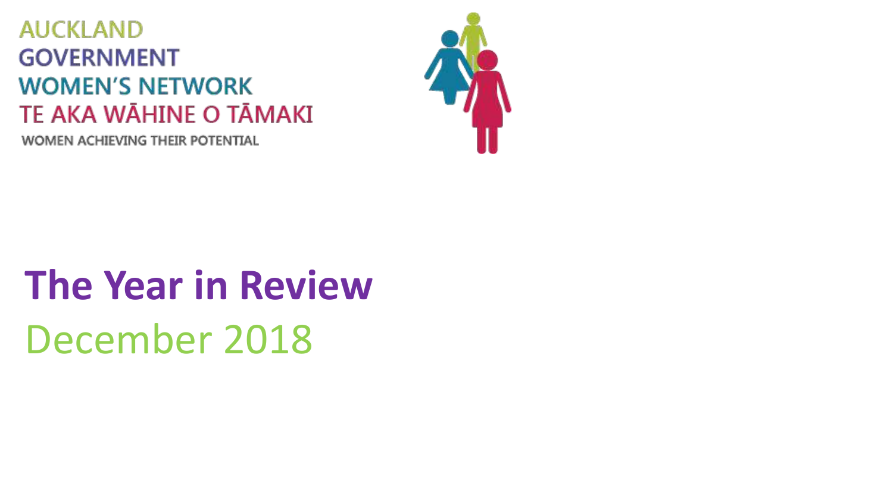AUCKLAND
GOVERNMENT
WOMEN'S NETWORK
TE AKA WĀHINE O TĀMAKI
WOMEN ACHIEVING THEIR POTENTIAL

# The Year in Review

December 2018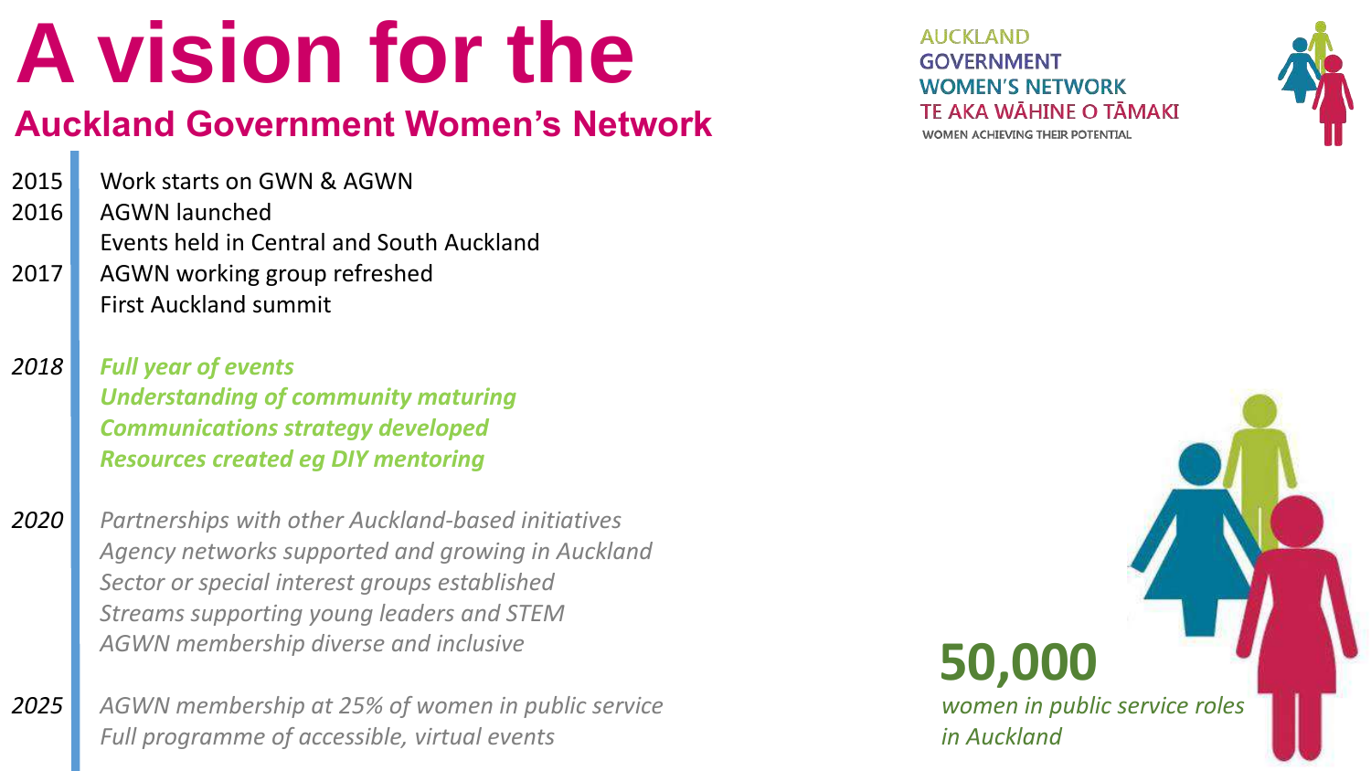# A vision for the

## Auckland Government Women's Network

AUCKLAND
GOVERNMENT
WOMEN'S NETWORK
TE AKA WĀHINE O TĀMAKI
WOMEN ACHIEVING THEIR POTENTIAL

2015 Work starts on GWN & AGWN

2016 AGWN launched
Events held in Central and South Auckland

2017 AGWN working group refreshed
First Auckland summit

*2018* ***Full year of events***
***Understanding of community maturing***
***Communications strategy developed***
***Resources created eg DIY mentoring***

*2020* *Partnerships with other Auckland-based initiatives*
*Agency networks supported and growing in Auckland*
*Sector or special interest groups established*
*Streams supporting young leaders and STEM*
*AGWN membership diverse and inclusive*

*2025* *AGWN membership at 25% of women in public service*
*Full programme of accessible, virtual events*

**50,000**
*women in public service roles in Auckland*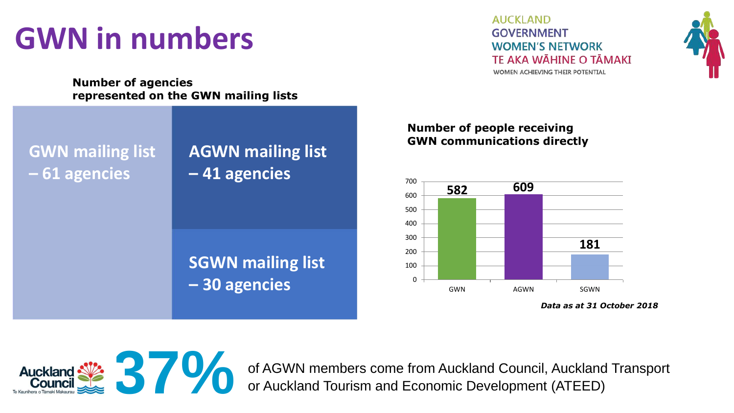# GWN in numbers

AUCKLAND
GOVERNMENT
WOMEN'S NETWORK
TE AKA WĀHINE O TĀMAKI
WOMEN ACHIEVING THEIR POTENTIAL

**Number of agencies represented on the GWN mailing lists**

- GWN mailing list – 61 agencies
- AGWN mailing list – 41 agencies
- SGWN mailing list – 30 agencies

**Number of people receiving GWN communications directly**

| | GWN | AGWN | SGWN |
|---|---|---|---|
| Number of people | 582 | 609 | 181 |

***Data as at 31 October 2018***

**37%** of AGWN members come from Auckland Council, Auckland Transport or Auckland Tourism and Economic Development (ATEED)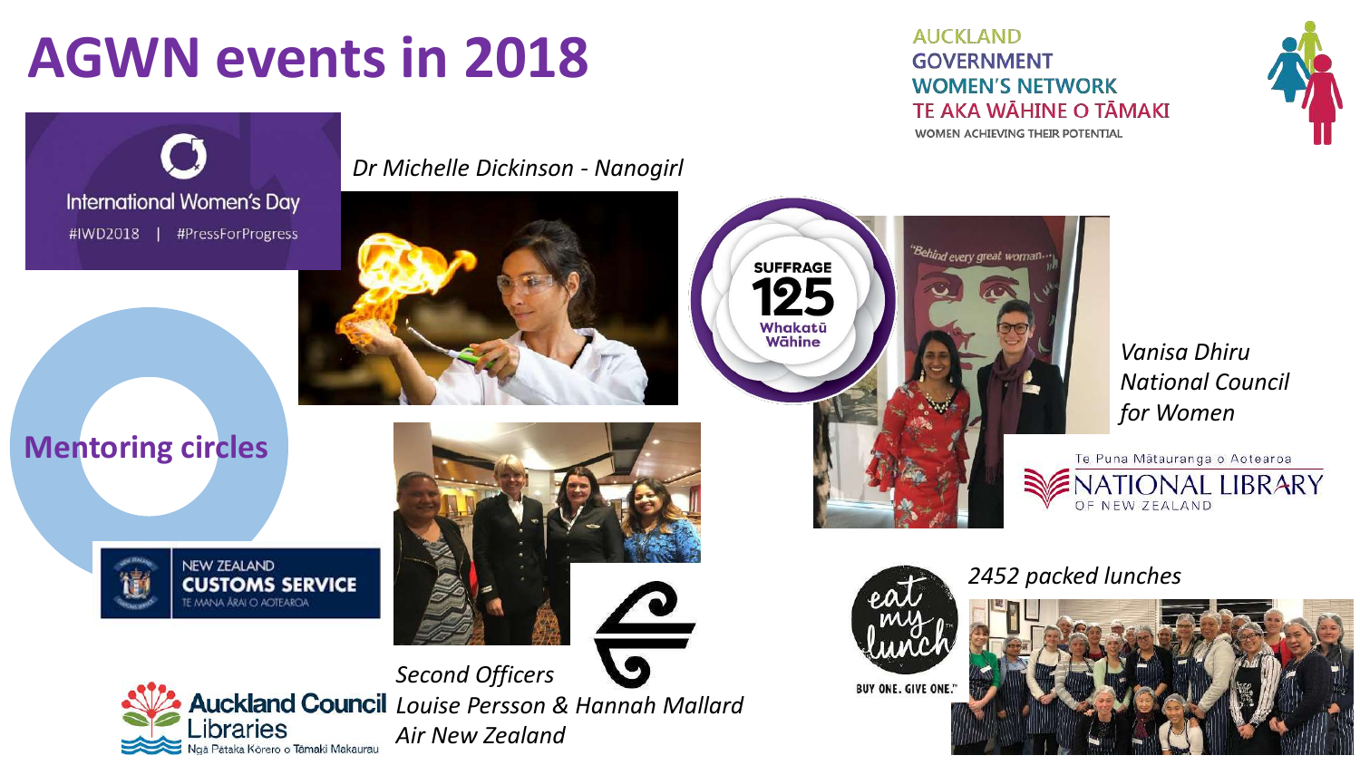# AGWN events in 2018

AUCKLAND
GOVERNMENT
WOMEN'S NETWORK
TE AKA WĀHINE O TĀMAKI
WOMEN ACHIEVING THEIR POTENTIAL

International Women's Day
#IWD2018 | #PressForProgress

*Dr Michelle Dickinson - Nanogirl*

SUFFRAGE 125
Whakatū Wāhine

*Vanisa Dhiru*
*National Council for Women*

Te Puna Mātauranga o Aotearoa
NATIONAL LIBRARY OF NEW ZEALAND

**Mentoring circles**

NEW ZEALAND CUSTOMS SERVICE
TE MANA ĀRAI O AOTEAROA

Auckland Council Libraries
Ngā Pātaka Kōrero o Tāmaki Makaurau

*Second Officers*
*Louise Persson & Hannah Mallard*
*Air New Zealand*

eat my lunch
BUY ONE. GIVE ONE.

*2452 packed lunches*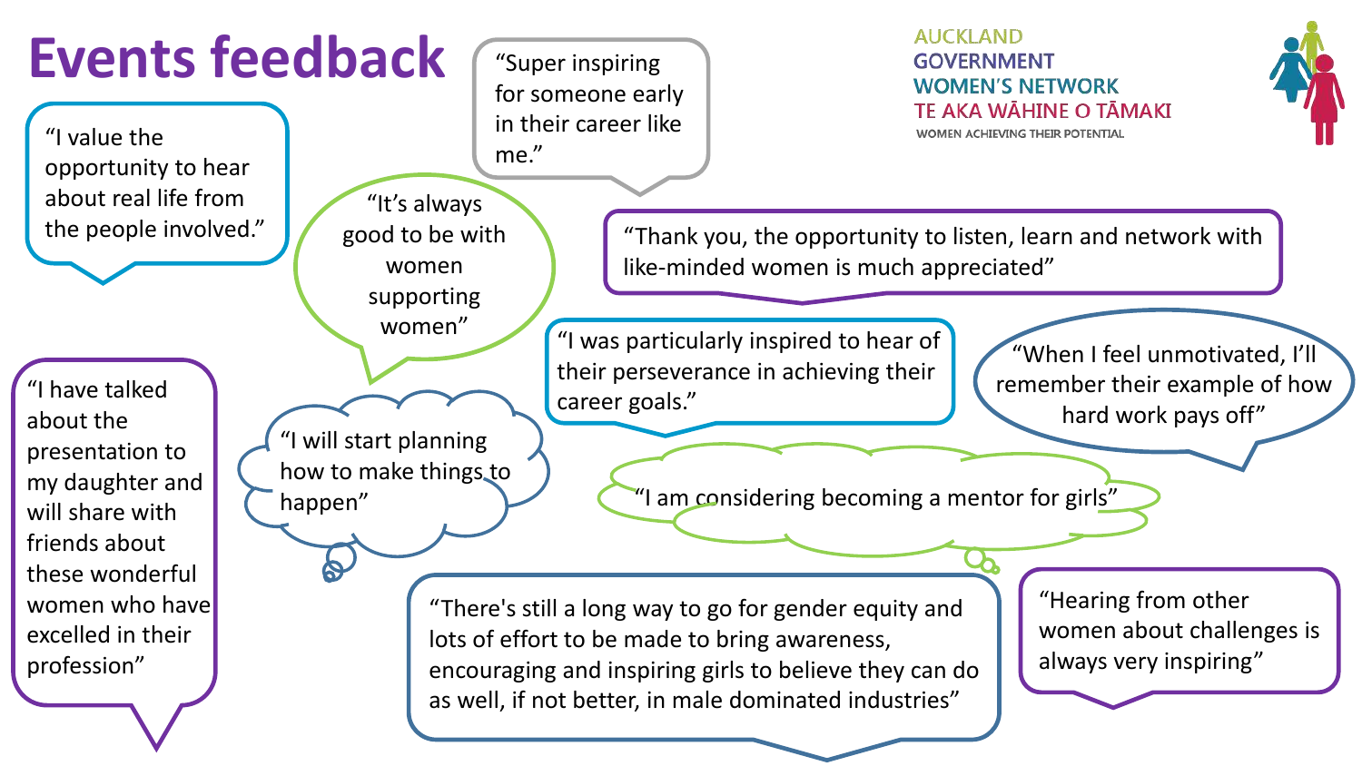# Events feedback

AUCKLAND
GOVERNMENT
WOMEN'S NETWORK
TE AKA WĀHINE O TĀMAKI
WOMEN ACHIEVING THEIR POTENTIAL

"I value the opportunity to hear about real life from the people involved."

"Super inspiring for someone early in their career like me."

"It's always good to be with women supporting women"

"Thank you, the opportunity to listen, learn and network with like-minded women is much appreciated"

"I have talked about the presentation to my daughter and will share with friends about these wonderful women who have excelled in their profession"

"I was particularly inspired to hear of their perseverance in achieving their career goals."

"When I feel unmotivated, I'll remember their example of how hard work pays off"

"I will start planning how to make things to happen"

"I am considering becoming a mentor for girls"

"There's still a long way to go for gender equity and lots of effort to be made to bring awareness, encouraging and inspiring girls to believe they can do as well, if not better, in male dominated industries"

"Hearing from other women about challenges is always very inspiring"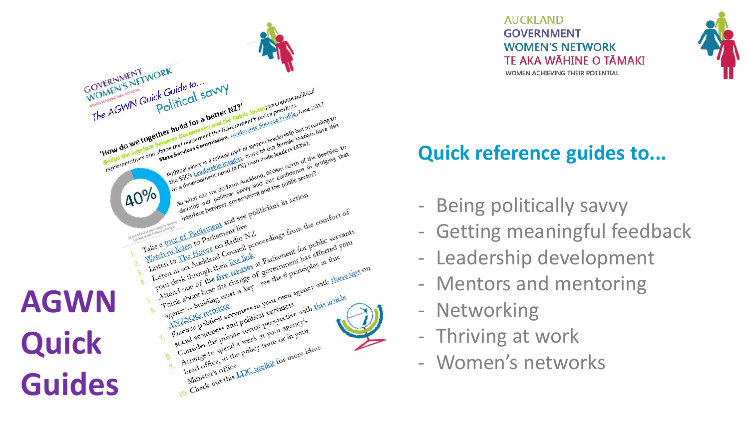AUCKLAND
GOVERNMENT
WOMEN'S NETWORK
TE AKA WĀHINE O TĀMAKI
WOMEN ACHIEVING THEIR POTENTIAL

# AGWN Quick Guides

## Quick reference guides to...

- Being politically savvy
- Getting meaningful feedback
- Leadership development
- Mentors and mentoring
- Networking
- Thriving at work
- Women's networks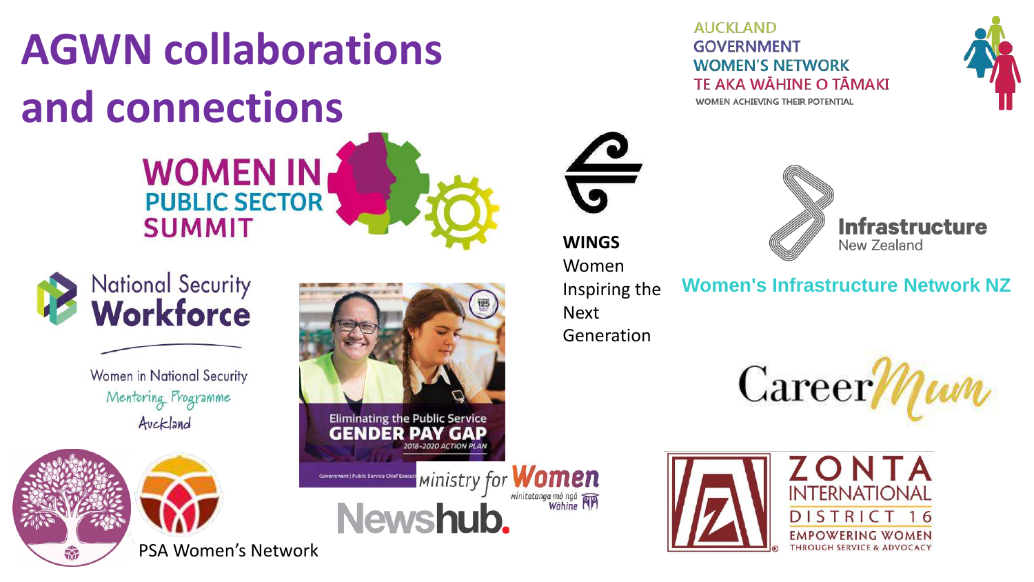# AGWN collaborations and connections

AUCKLAND GOVERNMENT WOMEN'S NETWORK
TE AKA WĀHINE O TĀMAKI
WOMEN ACHIEVING THEIR POTENTIAL

WOMEN IN PUBLIC SECTOR SUMMIT

**WINGS**
Women Inspiring the Next Generation

Infrastructure New Zealand

Women's Infrastructure Network NZ

National Security Workforce

Women in National Security Mentoring Programme Auckland

Eliminating the Public Service GENDER PAY GAP 2018–2020 ACTION PLAN

Government | Public Service Chief Executi...

Ministry for Women
Minitatanga mō ngā Wāhine

Newshub.

CareerMum

ZONTA INTERNATIONAL DISTRICT 16
EMPOWERING WOMEN THROUGH SERVICE & ADVOCACY

PSA Women's Network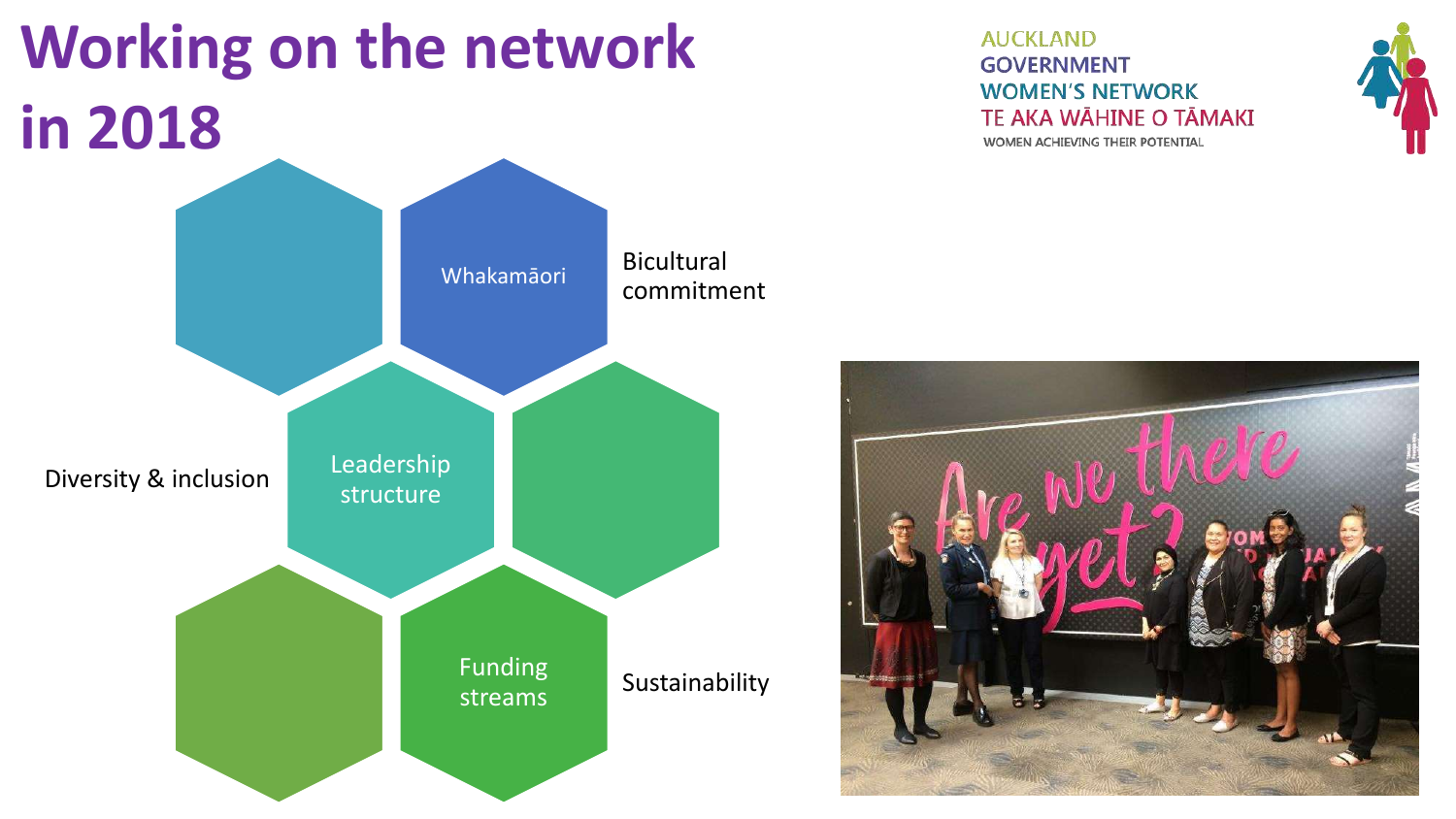# Working on the network in 2018

AUCKLAND
GOVERNMENT
WOMEN'S NETWORK
TE AKA WĀHINE O TĀMAKI
WOMEN ACHIEVING THEIR POTENTIAL

- Whakamāori — Bicultural commitment
- Leadership structure — Diversity & inclusion
- Funding streams — Sustainability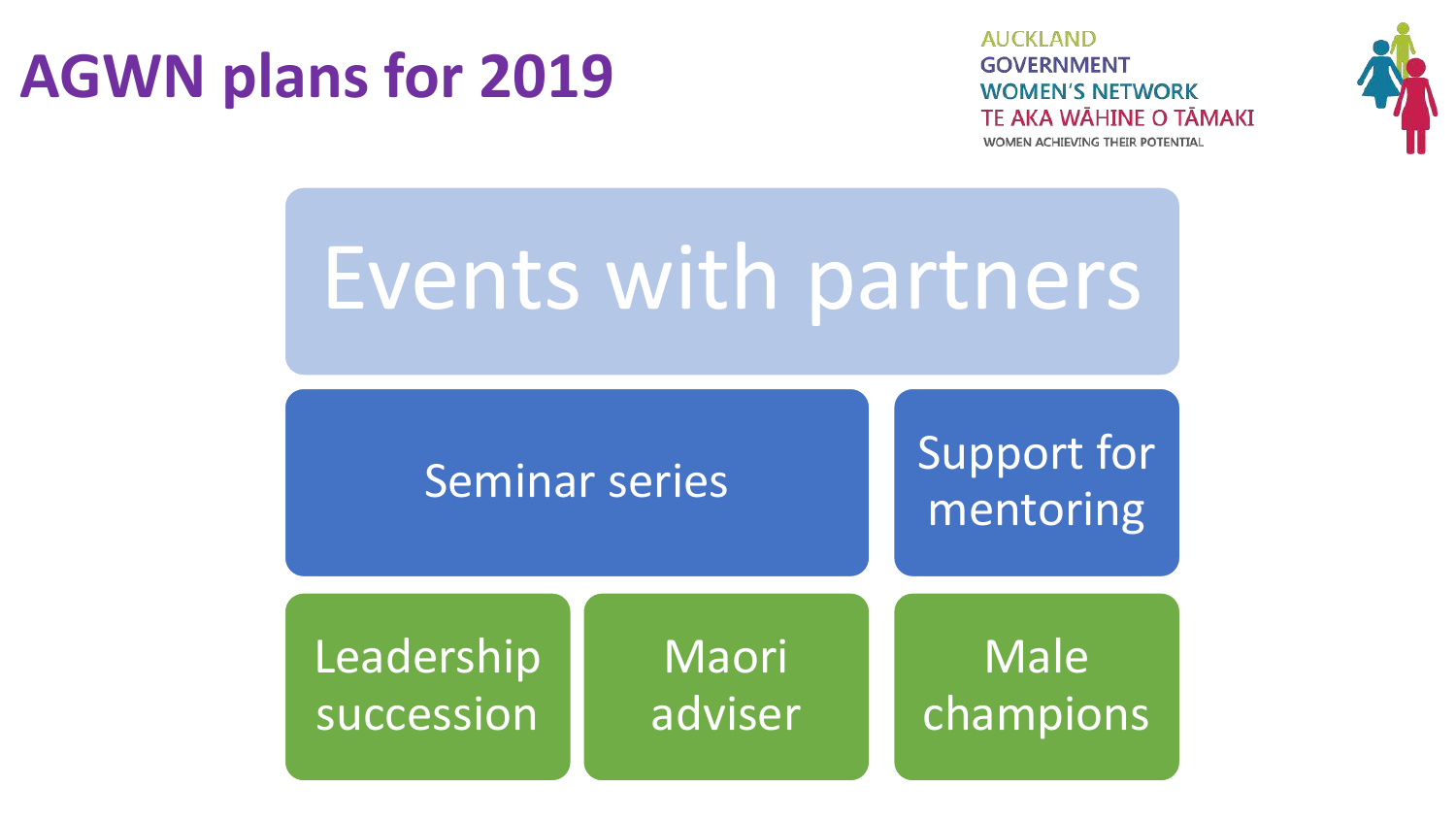# AGWN plans for 2019

AUCKLAND
GOVERNMENT
WOMEN'S NETWORK
TE AKA WĀHINE O TĀMAKI
WOMEN ACHIEVING THEIR POTENTIAL

Events with partners

Seminar series

Support for mentoring

Leadership succession

Maori adviser

Male champions